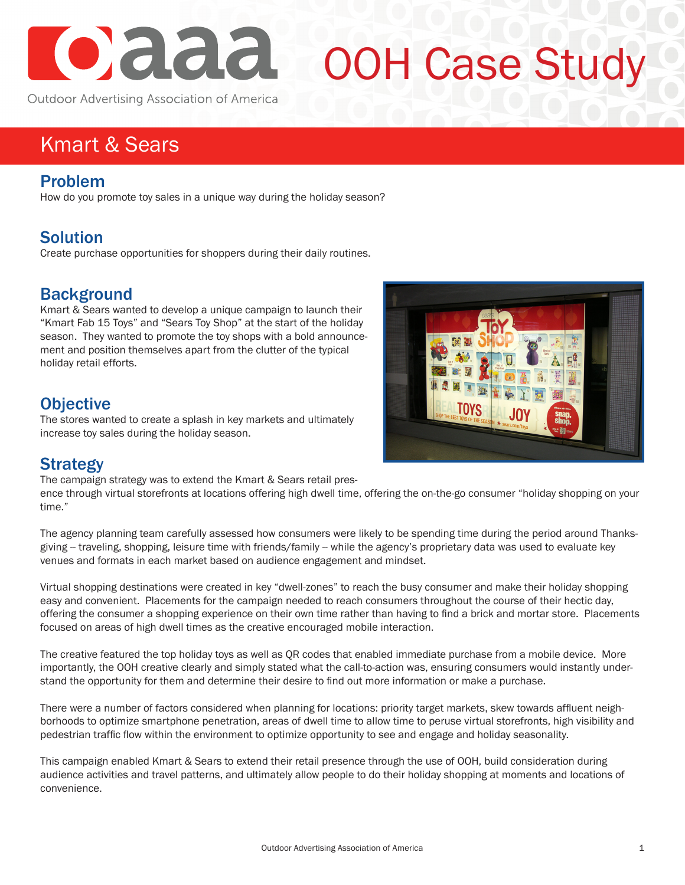# OOH Case Study

Outdoor Advertising Association of America

## Kmart & Sears

### Problem

How do you promote toy sales in a unique way during the holiday season?

### Solution

Create purchase opportunities for shoppers during their daily routines.

### Background

Kmart & Sears wanted to develop a unique campaign to launch their "Kmart Fab 15 Toys" and "Sears Toy Shop" at the start of the holiday season. They wanted to promote the toy shops with a bold announcement and position themselves apart from the clutter of the typical holiday retail efforts.

### Objective

The stores wanted to create a splash in key markets and ultimately increase toy sales during the holiday season.

### Strategy

The campaign strategy was to extend the Kmart & Sears retail presence through virtual storefronts at locations offering high dwell time, offering the on-the-go consumer "holiday shopping on your time."

The agency planning team carefully assessed how consumers were likely to be spending time during the period around Thanksgiving -- traveling, shopping, leisure time with friends/family -- while the agency's proprietary data was used to evaluate key venues and formats in each market based on audience engagement and mindset.

Virtual shopping destinations were created in key "dwell-zones" to reach the busy consumer and make their holiday shopping easy and convenient. Placements for the campaign needed to reach consumers throughout the course of their hectic day, offering the consumer a shopping experience on their own time rather than having to find a brick and mortar store. Placements focused on areas of high dwell times as the creative encouraged mobile interaction.

The creative featured the top holiday toys as well as QR codes that enabled immediate purchase from a mobile device. More importantly, the OOH creative clearly and simply stated what the call-to-action was, ensuring consumers would instantly understand the opportunity for them and determine their desire to find out more information or make a purchase.

There were a number of factors considered when planning for locations: priority target markets, skew towards affluent neighborhoods to optimize smartphone penetration, areas of dwell time to allow time to peruse virtual storefronts, high visibility and pedestrian traffic flow within the environment to optimize opportunity to see and engage and holiday seasonality.

This campaign enabled Kmart & Sears to extend their retail presence through the use of OOH, build consideration during audience activities and travel patterns, and ultimately allow people to do their holiday shopping at moments and locations of convenience.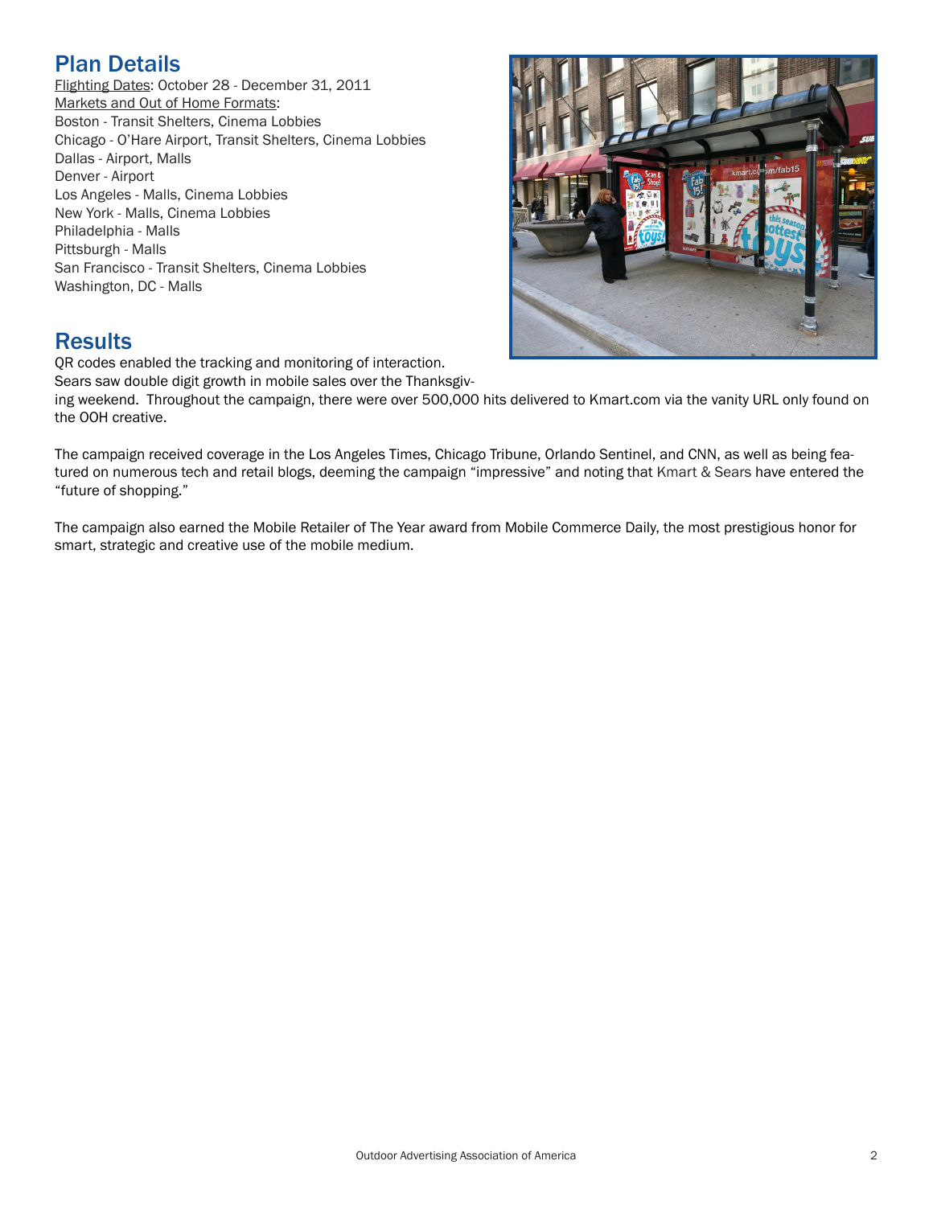## Plan Details

Flighting Dates: October 28 - December 31, 2011
Markets and Out of Home Formats:
Boston - Transit Shelters, Cinema Lobbies
Chicago - O'Hare Airport, Transit Shelters, Cinema Lobbies
Dallas - Airport, Malls
Denver - Airport
Los Angeles - Malls, Cinema Lobbies
New York - Malls, Cinema Lobbies
Philadelphia - Malls
Pittsburgh - Malls
San Francisco - Transit Shelters, Cinema Lobbies
Washington, DC - Malls

## Results

QR codes enabled the tracking and monitoring of interaction. Sears saw double digit growth in mobile sales over the Thanksgiving weekend. Throughout the campaign, there were over 500,000 hits delivered to Kmart.com via the vanity URL only found on the OOH creative.

The campaign received coverage in the Los Angeles Times, Chicago Tribune, Orlando Sentinel, and CNN, as well as being featured on numerous tech and retail blogs, deeming the campaign "impressive" and noting that Kmart & Sears have entered the "future of shopping."

The campaign also earned the Mobile Retailer of The Year award from Mobile Commerce Daily, the most prestigious honor for smart, strategic and creative use of the mobile medium.